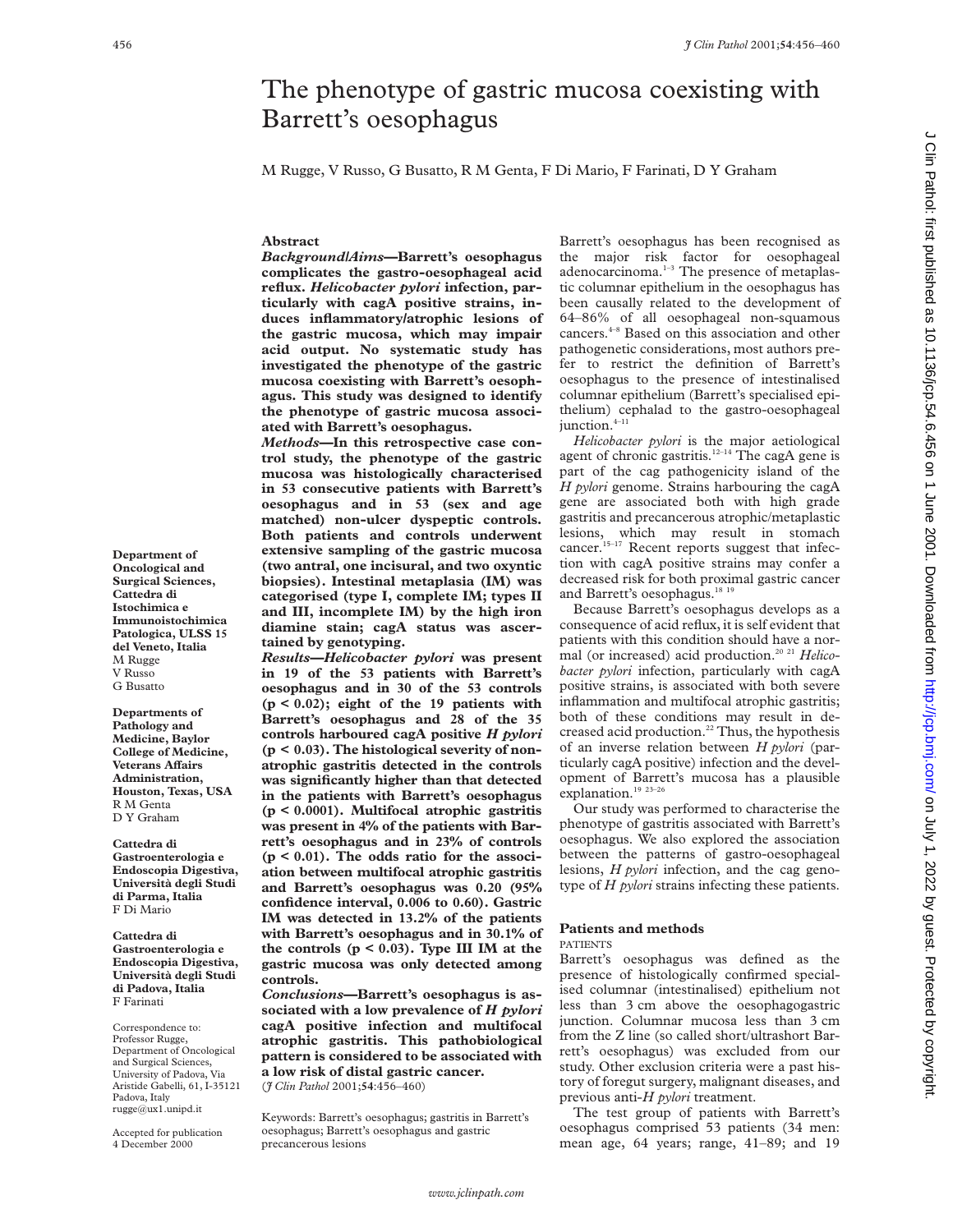# The phenotype of gastric mucosa coexisting with Barrett's oesophagus

M Rugge, V Russo, G Busatto, R M Genta, F Di Mario, F Farinati, D Y Graham

## Abstract

***Background/Aims*—Barrett's oesophagus complicates the gastro-oesophageal acid reflux. *Helicobacter pylori* infection, particularly with cagA positive strains, induces inflammatory/atrophic lesions of the gastric mucosa, which may impair acid output. No systematic study has investigated the phenotype of the gastric mucosa coexisting with Barrett's oesophagus. This study was designed to identify the phenotype of gastric mucosa associated with Barrett's oesophagus.**

***Methods*—In this retrospective case control study, the phenotype of the gastric mucosa was histologically characterised in 53 consecutive patients with Barrett's oesophagus and in 53 (sex and age matched) non-ulcer dyspeptic controls. Both patients and controls underwent extensive sampling of the gastric mucosa (two antral, one incisural, and two oxyntic biopsies). Intestinal metaplasia (IM) was categorised (type I, complete IM; types II and III, incomplete IM) by the high iron diamine stain; cagA status was ascertained by genotyping.**

***Results*—*Helicobacter pylori* was present in 19 of the 53 patients with Barrett's oesophagus and in 30 of the 53 controls ($p < 0.02$); eight of the 19 patients with Barrett's oesophagus and 28 of the 35 controls harboured cagA positive *H pylori* ($p < 0.03$). The histological severity of non-atrophic gastritis detected in the controls was significantly higher than that detected in the patients with Barrett's oesophagus ($p < 0.0001$). Multifocal atrophic gastritis was present in 4% of the patients with Barrett's oesophagus and in 23% of controls ($p < 0.01$). The odds ratio for the association between multifocal atrophic gastritis and Barrett's oesophagus was 0.20 (95% confidence interval, 0.006 to 0.60). Gastric IM was detected in 13.2% of the patients with Barrett's oesophagus and in 30.1% of the controls ($p < 0.03$). Type III IM at the gastric mucosa was only detected among controls.**

***Conclusions*—Barrett's oesophagus is associated with a low prevalence of *H pylori* cagA positive infection and multifocal atrophic gastritis. This pathobiological pattern is considered to be associated with a low risk of distal gastric cancer.**

(*J Clin Pathol* 2001;**54**:456–460)

Keywords: Barrett's oesophagus; gastritis in Barrett's oesophagus; Barrett's oesophagus and gastric precancerous lesions

**Department of Oncological and Surgical Sciences, Cattedra di Istochimica e Immunoistochimica Patologica, ULSS 15 del Veneto, Italia**
M Rugge
V Russo
G Busatto

**Departments of Pathology and Medicine, Baylor College of Medicine, Veterans Affairs Administration, Houston, Texas, USA**
R M Genta
D Y Graham

**Cattedra di Gastroenterologia e Endoscopia Digestiva, Università degli Studi di Parma, Italia**
F Di Mario

**Cattedra di Gastroenterologia e Endoscopia Digestiva, Università degli Studi di Padova, Italia**
F Farinati

Correspondence to: Professor Rugge, Department of Oncological and Surgical Sciences, University of Padova, Via Aristide Gabelli, 61, I-35121 Padova, Italy
rugge@ux1.unipd.it

Accepted for publication 4 December 2000

Barrett's oesophagus has been recognised as the major risk factor for oesophageal adenocarcinoma.[1–3] The presence of metaplastic columnar epithelium in the oesophagus has been causally related to the development of 64–86% of all oesophageal non-squamous cancers.[4–8] Based on this association and other pathogenetic considerations, most authors prefer to restrict the definition of Barrett's oesophagus to the presence of intestinalised columnar epithelium (Barrett's specialised epithelium) cephalad to the gastro-oesophageal junction.[4–11]

*Helicobacter pylori* is the major aetiological agent of chronic gastritis.[12–14] The cagA gene is part of the cag pathogenicity island of the *H pylori* genome. Strains harbouring the cagA gene are associated both with high grade gastritis and precancerous atrophic/metaplastic lesions, which may result in stomach cancer.[15–17] Recent reports suggest that infection with cagA positive strains may confer a decreased risk for both proximal gastric cancer and Barrett's oesophagus.[18 19]

Because Barrett's oesophagus develops as a consequence of acid reflux, it is self evident that patients with this condition should have a normal (or increased) acid production.[20 21] *Helicobacter pylori* infection, particularly with cagA positive strains, is associated with both severe inflammation and multifocal atrophic gastritis; both of these conditions may result in decreased acid production.[22] Thus, the hypothesis of an inverse relation between *H pylori* (particularly cagA positive) infection and the development of Barrett's mucosa has a plausible explanation.[19 23–26]

Our study was performed to characterise the phenotype of gastritis associated with Barrett's oesophagus. We also explored the association between the patterns of gastro-oesophageal lesions, *H pylori* infection, and the cag genotype of *H pylori* strains infecting these patients.

## Patients and methods

### PATIENTS

Barrett's oesophagus was defined as the presence of histologically confirmed specialised columnar (intestinalised) epithelium not less than 3 cm above the oesophagogastric junction. Columnar mucosa less than 3 cm from the Z line (so called short/ultrashort Barrett's oesophagus) was excluded from our study. Other exclusion criteria were a past history of foregut surgery, malignant diseases, and previous anti-*H pylori* treatment.

The test group of patients with Barrett's oesophagus comprised 53 patients (34 men: mean age, 64 years; range, 41–89; and 19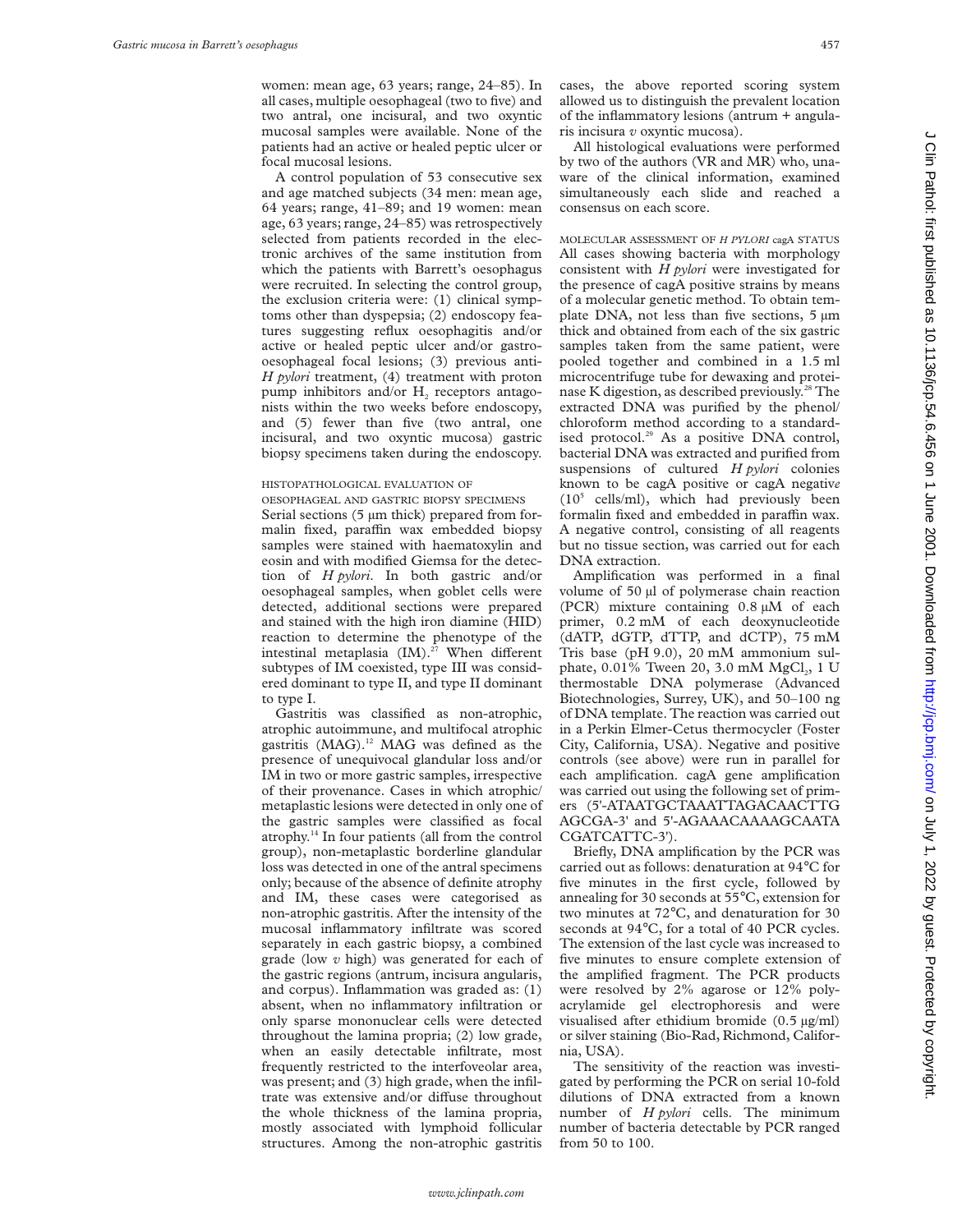women: mean age, 63 years; range, 24–85). In all cases, multiple oesophageal (two to five) and two antral, one incisural, and two oxyntic mucosal samples were available. None of the patients had an active or healed peptic ulcer or focal mucosal lesions.

A control population of 53 consecutive sex and age matched subjects (34 men: mean age, 64 years; range, 41–89; and 19 women: mean age, 63 years; range, 24–85) was retrospectively selected from patients recorded in the electronic archives of the same institution from which the patients with Barrett's oesophagus were recruited. In selecting the control group, the exclusion criteria were: (1) clinical symptoms other than dyspepsia; (2) endoscopy features suggesting reflux oesophagitis and/or active or healed peptic ulcer and/or gastro-oesophageal focal lesions; (3) previous anti-*H pylori* treatment, (4) treatment with proton pump inhibitors and/or $H_2$ receptors antagonists within the two weeks before endoscopy, and (5) fewer than five (two antral, one incisural, and two oxyntic mucosa) gastric biopsy specimens taken during the endoscopy.

### HISTOPATHOLOGICAL EVALUATION OF OESOPHAGEAL AND GASTRIC BIOPSY SPECIMENS

Serial sections (5 µm thick) prepared from formalin fixed, paraffin wax embedded biopsy samples were stained with haematoxylin and eosin and with modified Giemsa for the detection of *H pylori*. In both gastric and/or oesophageal samples, when goblet cells were detected, additional sections were prepared and stained with the high iron diamine (HID) reaction to determine the phenotype of the intestinal metaplasia (IM).[27] When different subtypes of IM coexisted, type III was considered dominant to type II, and type II dominant to type I.

Gastritis was classified as non-atrophic, atrophic autoimmune, and multifocal atrophic gastritis (MAG).[12] MAG was defined as the presence of unequivocal glandular loss and/or IM in two or more gastric samples, irrespective of their provenance. Cases in which atrophic/metaplastic lesions were detected in only one of the gastric samples were classified as focal atrophy.[14] In four patients (all from the control group), non-metaplastic borderline glandular loss was detected in one of the antral specimens only; because of the absence of definite atrophy and IM, these cases were categorised as non-atrophic gastritis. After the intensity of the mucosal inflammatory infiltrate was scored separately in each gastric biopsy, a combined grade (low *v* high) was generated for each of the gastric regions (antrum, incisura angularis, and corpus). Inflammation was graded as: (1) absent, when no inflammatory infiltration or only sparse mononuclear cells were detected throughout the lamina propria; (2) low grade, when an easily detectable infiltrate, most frequently restricted to the interfoveolar area, was present; and (3) high grade, when the infiltrate was extensive and/or diffuse throughout the whole thickness of the lamina propria, mostly associated with lymphoid follicular structures. Among the non-atrophic gastritis cases, the above reported scoring system allowed us to distinguish the prevalent location of the inflammatory lesions (antrum + angularis incisura *v* oxyntic mucosa).

All histological evaluations were performed by two of the authors (VR and MR) who, unaware of the clinical information, examined simultaneously each slide and reached a consensus on each score.

### MOLECULAR ASSESSMENT OF *H PYLORI* cagA STATUS

All cases showing bacteria with morphology consistent with *H pylori* were investigated for the presence of cagA positive strains by means of a molecular genetic method. To obtain template DNA, not less than five sections, 5 µm thick and obtained from each of the six gastric samples taken from the same patient, were pooled together and combined in a 1.5 ml microcentrifuge tube for dewaxing and proteinase K digestion, as described previously.[28] The extracted DNA was purified by the phenol/chloroform method according to a standardised protocol.[29] As a positive DNA control, bacterial DNA was extracted and purified from suspensions of cultured *H pylori* colonies known to be cagA positive or cagA negative ($10^5$ cells/ml), which had previously been formalin fixed and embedded in paraffin wax. A negative control, consisting of all reagents but no tissue section, was carried out for each DNA extraction.

Amplification was performed in a final volume of 50 µl of polymerase chain reaction (PCR) mixture containing 0.8 µM of each primer, 0.2 mM of each deoxynucleotide (dATP, dGTP, dTTP, and dCTP), 75 mM Tris base (pH 9.0), 20 mM ammonium sulphate, 0.01% Tween 20, 3.0 mM $MgCl_2$, 1 U thermostable DNA polymerase (Advanced Biotechnologies, Surrey, UK), and 50–100 ng of DNA template. The reaction was carried out in a Perkin Elmer-Cetus thermocycler (Foster City, California, USA). Negative and positive controls (see above) were run in parallel for each amplification. cagA gene amplification was carried out using the following set of primers (5'-ATAATGCTAAATTAGACAACTTG AGCGA-3' and 5'-AGAAACAAAAGCAATA CGATCATTC-3').

Briefly, DNA amplification by the PCR was carried out as follows: denaturation at 94°C for five minutes in the first cycle, followed by annealing for 30 seconds at 55°C, extension for two minutes at 72°C, and denaturation for 30 seconds at 94°C, for a total of 40 PCR cycles. The extension of the last cycle was increased to five minutes to ensure complete extension of the amplified fragment. The PCR products were resolved by 2% agarose or 12% polyacrylamide gel electrophoresis and were visualised after ethidium bromide (0.5 µg/ml) or silver staining (Bio-Rad, Richmond, California, USA).

The sensitivity of the reaction was investigated by performing the PCR on serial 10-fold dilutions of DNA extracted from a known number of *H pylori* cells. The minimum number of bacteria detectable by PCR ranged from 50 to 100.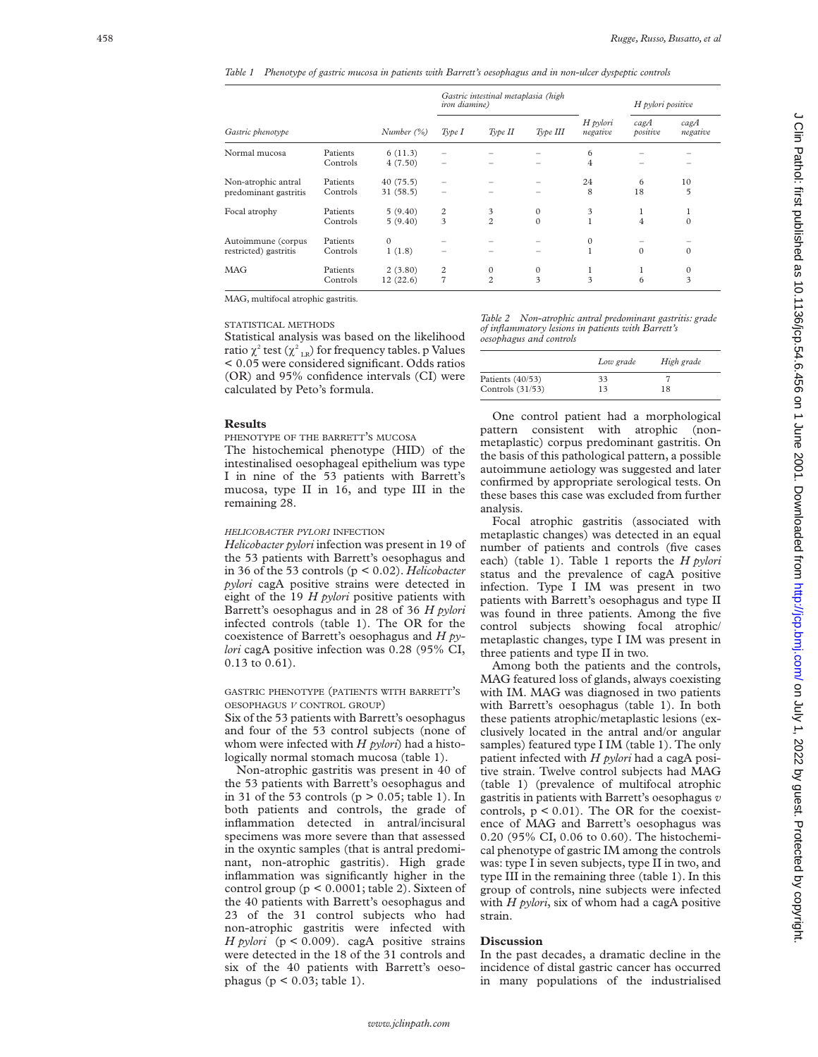*Table 1 Phenotype of gastric mucosa in patients with Barrett's oesophagus and in non-ulcer dyspeptic controls*

| Gastric phenotype | | Number (%) | Gastric intestinal metaplasia (high iron diamine) | | | H pylori negative | H pylori positive | |
|---|---|---|---|---|---|---|---|---|
| | | | Type I | Type II | Type III | | cagA positive | cagA negative |
| Normal mucosa | Patients | 6 (11.3) | – | – | – | 6 | – | – |
| | Controls | 4 (7.50) | – | – | – | 4 | – | – |
| Non-atrophic antral predominant gastritis | Patients | 40 (75.5) | – | – | – | 24 | 6 | 10 |
| | Controls | 31 (58.5) | – | – | – | 8 | 18 | 5 |
| Focal atrophy | Patients | 5 (9.40) | 2 | 3 | 0 | 3 | 1 | 1 |
| | Controls | 5 (9.40) | 3 | 2 | 0 | 1 | 4 | 0 |
| Autoimmune (corpus restricted) gastritis | Patients | 0 | – | – | – | 0 | – | – |
| | Controls | 1 (1.8) | – | – | – | 1 | 0 | 0 |
| MAG | Patients | 2 (3.80) | 2 | 0 | 0 | 1 | 1 | 0 |
| | Controls | 12 (22.6) | 7 | 2 | 3 | 3 | 6 | 3 |

MAG, multifocal atrophic gastritis.

STATISTICAL METHODS

Statistical analysis was based on the likelihood ratio $\chi^2$ test ($\chi^2_{LR}$) for frequency tables. p Values < 0.05 were considered significant. Odds ratios (OR) and 95% confidence intervals (CI) were calculated by Peto's formula.

## Results

PHENOTYPE OF THE BARRETT'S MUCOSA

The histochemical phenotype (HID) of the intestinalised oesophageal epithelium was type I in nine of the 53 patients with Barrett's mucosa, type II in 16, and type III in the remaining 28.

*HELICOBACTER PYLORI* INFECTION

*Helicobacter pylori* infection was present in 19 of the 53 patients with Barrett's oesophagus and in 36 of the 53 controls (p < 0.02). *Helicobacter pylori* cagA positive strains were detected in eight of the 19 *H pylori* positive patients with Barrett's oesophagus and in 28 of 36 *H pylori* infected controls (table 1). The OR for the coexistence of Barrett's oesophagus and *H pylori* cagA positive infection was 0.28 (95% CI, 0.13 to 0.61).

GASTRIC PHENOTYPE (PATIENTS WITH BARRETT'S OESOPHAGUS *V* CONTROL GROUP)

Six of the 53 patients with Barrett's oesophagus and four of the 53 control subjects (none of whom were infected with *H pylori*) had a histologically normal stomach mucosa (table 1).

Non-atrophic gastritis was present in 40 of the 53 patients with Barrett's oesophagus and in 31 of the 53 controls (p > 0.05; table 1). In both patients and controls, the grade of inflammation detected in antral/incisural specimens was more severe than that assessed in the oxyntic samples (that is antral predominant, non-atrophic gastritis). High grade inflammation was significantly higher in the control group (p < 0.0001; table 2). Sixteen of the 40 patients with Barrett's oesophagus and 23 of the 31 control subjects who had non-atrophic gastritis were infected with *H pylori* (p < 0.009). cagA positive strains were detected in the 18 of the 31 controls and six of the 40 patients with Barrett's oesophagus (p < 0.03; table 1).

*Table 2 Non-atrophic antral predominant gastritis: grade of inflammatory lesions in patients with Barrett's oesophagus and controls*

| | Low grade | High grade |
|---|---|---|
| Patients (40/53) | 33 | 7 |
| Controls (31/53) | 13 | 18 |

One control patient had a morphological pattern consistent with atrophic (non-metaplastic) corpus predominant gastritis. On the basis of this pathological pattern, a possible autoimmune aetiology was suggested and later confirmed by appropriate serological tests. On these bases this case was excluded from further analysis.

Focal atrophic gastritis (associated with metaplastic changes) was detected in an equal number of patients and controls (five cases each) (table 1). Table 1 reports the *H pylori* status and the prevalence of cagA positive infection. Type I IM was present in two patients with Barrett's oesophagus and type II was found in three patients. Among the five control subjects showing focal atrophic/metaplastic changes, type I IM was present in three patients and type II in two.

Among both the patients and the controls, MAG featured loss of glands, always coexisting with IM. MAG was diagnosed in two patients with Barrett's oesophagus (table 1). In both these patients atrophic/metaplastic lesions (exclusively located in the antral and/or angular samples) featured type I IM (table 1). The only patient infected with *H pylori* had a cagA positive strain. Twelve control subjects had MAG (table 1) (prevalence of multifocal atrophic gastritis in patients with Barrett's oesophagus *v* controls, p < 0.01). The OR for the coexistence of MAG and Barrett's oesophagus was 0.20 (95% CI, 0.06 to 0.60). The histochemical phenotype of gastric IM among the controls was: type I in seven subjects, type II in two, and type III in the remaining three (table 1). In this group of controls, nine subjects were infected with *H pylori*, six of whom had a cagA positive strain.

## Discussion

In the past decades, a dramatic decline in the incidence of distal gastric cancer has occurred in many populations of the industrialised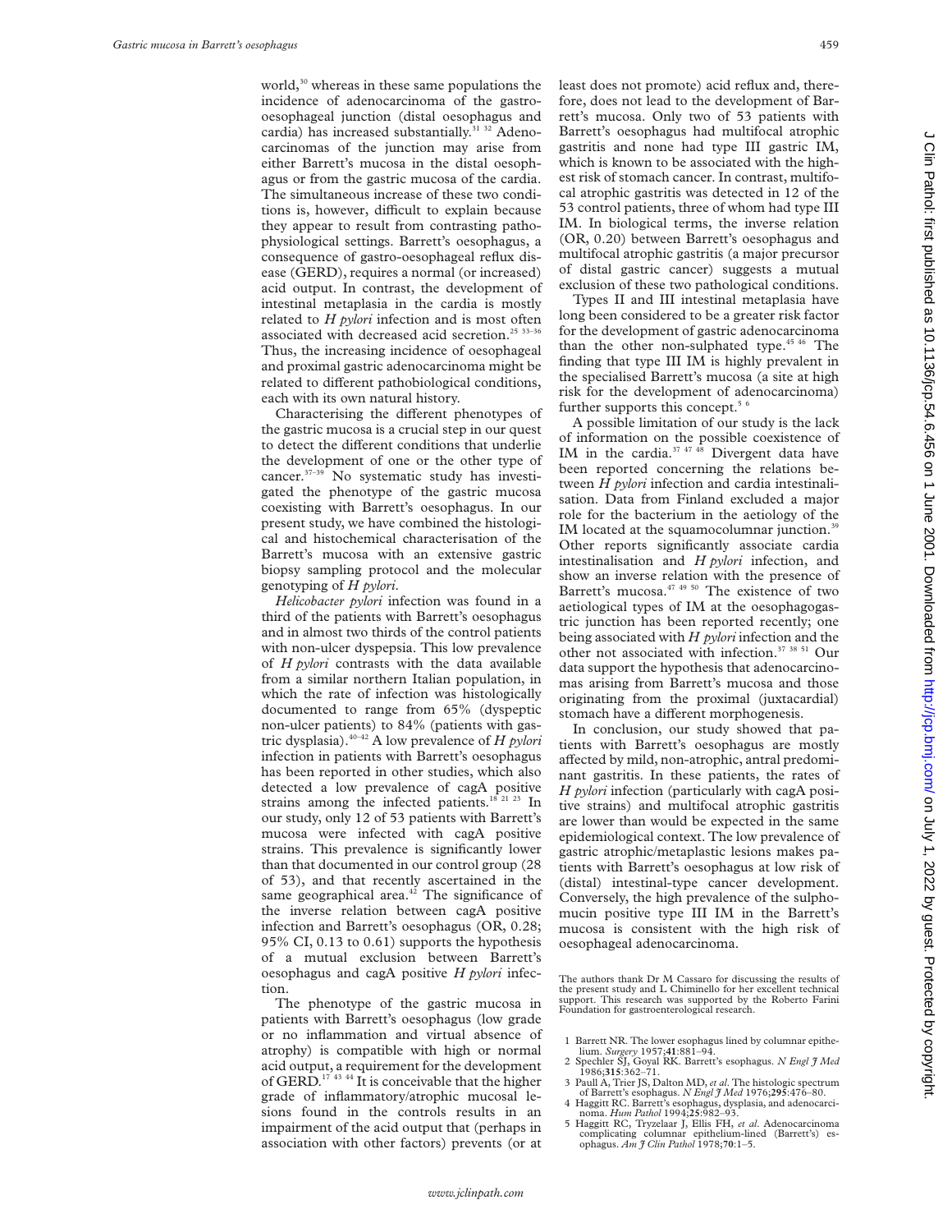world,[30] whereas in these same populations the incidence of adenocarcinoma of the gastro-oesophageal junction (distal oesophagus and cardia) has increased substantially.[31 32] Adenocarcinomas of the junction may arise from either Barrett's mucosa in the distal oesophagus or from the gastric mucosa of the cardia. The simultaneous increase of these two conditions is, however, difficult to explain because they appear to result from contrasting pathophysiological settings. Barrett's oesophagus, a consequence of gastro-oesophageal reflux disease (GERD), requires a normal (or increased) acid output. In contrast, the development of intestinal metaplasia in the cardia is mostly related to *H pylori* infection and is most often associated with decreased acid secretion.[25 33–36] Thus, the increasing incidence of oesophageal and proximal gastric adenocarcinoma might be related to different pathobiological conditions, each with its own natural history.

Characterising the different phenotypes of the gastric mucosa is a crucial step in our quest to detect the different conditions that underlie the development of one or the other type of cancer.[37–39] No systematic study has investigated the phenotype of the gastric mucosa coexisting with Barrett's oesophagus. In our present study, we have combined the histological and histochemical characterisation of the Barrett's mucosa with an extensive gastric biopsy sampling protocol and the molecular genotyping of *H pylori*.

*Helicobacter pylori* infection was found in a third of the patients with Barrett's oesophagus and in almost two thirds of the control patients with non-ulcer dyspepsia. This low prevalence of *H pylori* contrasts with the data available from a similar northern Italian population, in which the rate of infection was histologically documented to range from 65% (dyspeptic non-ulcer patients) to 84% (patients with gastric dysplasia).[40–42] A low prevalence of *H pylori* infection in patients with Barrett's oesophagus has been reported in other studies, which also detected a low prevalence of cagA positive strains among the infected patients.[18 21 23] In our study, only 12 of 53 patients with Barrett's mucosa were infected with cagA positive strains. This prevalence is significantly lower than that documented in our control group (28 of 53), and that recently ascertained in the same geographical area.[42] The significance of the inverse relation between cagA positive infection and Barrett's oesophagus (OR, 0.28; 95% CI, 0.13 to 0.61) supports the hypothesis of a mutual exclusion between Barrett's oesophagus and cagA positive *H pylori* infection.

The phenotype of the gastric mucosa in patients with Barrett's oesophagus (low grade or no inflammation and virtual absence of atrophy) is compatible with high or normal acid output, a requirement for the development of GERD.[17 43 44] It is conceivable that the higher grade of inflammatory/atrophic mucosal lesions found in the controls results in an impairment of the acid output that (perhaps in association with other factors) prevents (or at least does not promote) acid reflux and, therefore, does not lead to the development of Barrett's mucosa. Only two of 53 patients with Barrett's oesophagus had multifocal atrophic gastritis and none had type III gastric IM, which is known to be associated with the highest risk of stomach cancer. In contrast, multifocal atrophic gastritis was detected in 12 of the 53 control patients, three of whom had type III IM. In biological terms, the inverse relation (OR, 0.20) between Barrett's oesophagus and multifocal atrophic gastritis (a major precursor of distal gastric cancer) suggests a mutual exclusion of these two pathological conditions.

Types II and III intestinal metaplasia have long been considered to be a greater risk factor for the development of gastric adenocarcinoma than the other non-sulphated type.[45 46] The finding that type III IM is highly prevalent in the specialised Barrett's mucosa (a site at high risk for the development of adenocarcinoma) further supports this concept.[5 6]

A possible limitation of our study is the lack of information on the possible coexistence of IM in the cardia.[37 47 48] Divergent data have been reported concerning the relations between *H pylori* infection and cardia intestinalisation. Data from Finland excluded a major role for the bacterium in the aetiology of the IM located at the squamocolumnar junction.[39] Other reports significantly associate cardia intestinalisation and *H pylori* infection, and show an inverse relation with the presence of Barrett's mucosa.[47 49 50] The existence of two aetiological types of IM at the oesophagogastric junction has been reported recently; one being associated with *H pylori* infection and the other not associated with infection.[37 38 51] Our data support the hypothesis that adenocarcinomas arising from Barrett's mucosa and those originating from the proximal (juxtacardial) stomach have a different morphogenesis.

In conclusion, our study showed that patients with Barrett's oesophagus are mostly affected by mild, non-atrophic, antral predominant gastritis. In these patients, the rates of *H pylori* infection (particularly with cagA positive strains) and multifocal atrophic gastritis are lower than would be expected in the same epidemiological context. The low prevalence of gastric atrophic/metaplastic lesions makes patients with Barrett's oesophagus at low risk of (distal) intestinal-type cancer development. Conversely, the high prevalence of the sulphomucin positive type III IM in the Barrett's mucosa is consistent with the high risk of oesophageal adenocarcinoma.

The authors thank Dr M Cassaro for discussing the results of the present study and L Chiminello for her excellent technical support. This research was supported by the Roberto Farini Foundation for gastroenterological research.

1 Barrett NR. The lower esophagus lined by columnar epithelium. *Surgery* 1957;**41**:881–94.
2 Spechler SJ, Goyal RK. Barrett's esophagus. *N Engl J Med* 1986;**315**:362–71.
3 Paull A, Trier JS, Dalton MD, *et al*. The histologic spectrum of Barrett's esophagus. *N Engl J Med* 1976;**295**:476–80.
4 Haggitt RC. Barrett's esophagus, dysplasia, and adenocarcinoma. *Hum Pathol* 1994;**25**:982–93.
5 Haggitt RC, Tryzelaar J, Ellis FH, *et al*. Adenocarcinoma complicating columnar epithelium-lined (Barrett's) esophagus. *Am J Clin Pathol* 1978;**70**:1–5.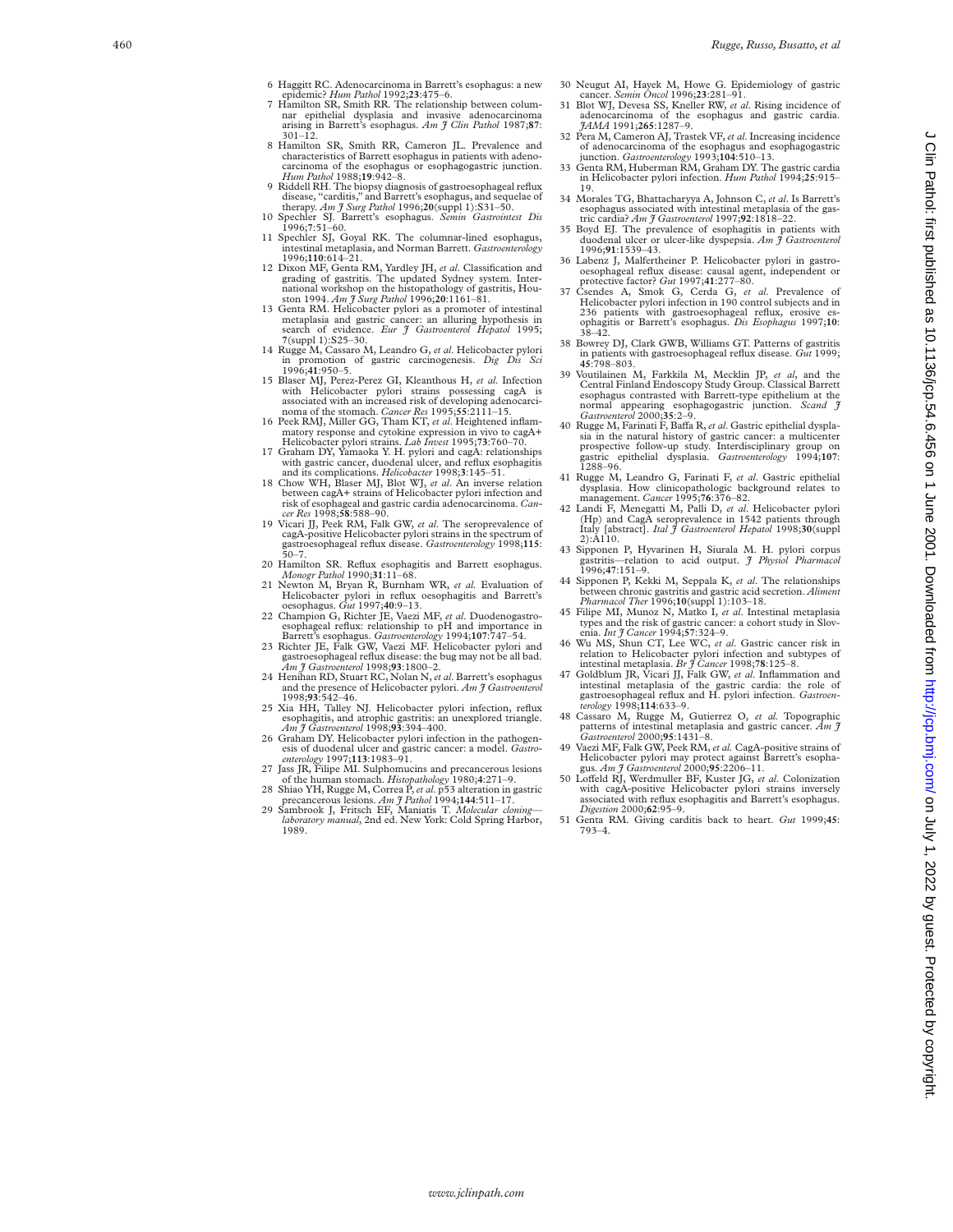6 Haggitt RC. Adenocarcinoma in Barrett's esophagus: a new epidemic? *Hum Pathol* 1992;**23**:475–6.

7 Hamilton SR, Smith RR. The relationship between columnar epithelial dysplasia and invasive adenocarcinoma arising in Barrett's esophagus. *Am J Clin Pathol* 1987;**87**:301–12.

8 Hamilton SR, Smith RR, Cameron JL. Prevalence and characteristics of Barrett esophagus in patients with adenocarcinoma of the esophagus or esophagogastric junction. *Hum Pathol* 1988;**19**:942–8.

9 Riddell RH. The biopsy diagnosis of gastroesophageal reflux disease, "carditis," and Barrett's esophagus, and sequelae of therapy. *Am J Surg Pathol* 1996;**20**(suppl 1):S31–50.

10 Spechler SJ. Barrett's esophagus. *Semin Gastrointest Dis* 1996;**7**:51–60.

11 Spechler SJ, Goyal RK. The columnar-lined esophagus, intestinal metaplasia, and Norman Barrett. *Gastroenterology* 1996;**110**:614–21.

12 Dixon MF, Genta RM, Yardley JH, *et al*. Classification and grading of gastritis. The updated Sydney system. International workshop on the histopathology of gastritis, Houston 1994. *Am J Surg Pathol* 1996;**20**:1161–81.

13 Genta RM. Helicobacter pylori as a promoter of intestinal metaplasia and gastric cancer: an alluring hypothesis in search of evidence. *Eur J Gastroenterol Hepatol* 1995;**7**(suppl 1):S25–30.

14 Rugge M, Cassaro M, Leandro G, *et al*. Helicobacter pylori in promotion of gastric carcinogenesis. *Dig Dis Sci* 1996;**41**:950–5.

15 Blaser MJ, Perez-Perez GI, Kleanthous H, *et al*. Infection with Helicobacter pylori strains possessing cagA is associated with an increased risk of developing adenocarcinoma of the stomach. *Cancer Res* 1995;**55**:2111–15.

16 Peek RMJ, Miller GG, Tham KT, *et al*. Heightened inflammatory response and cytokine expression in vivo to cagA+ Helicobacter pylori strains. *Lab Invest* 1995;**73**:760–70.

17 Graham DY, Yamaoka Y. H. pylori and cagA: relationships with gastric cancer, duodenal ulcer, and reflux esophagitis and its complications. *Helicobacter* 1998;**3**:145–51.

18 Chow WH, Blaser MJ, Blot WJ, *et al*. An inverse relation between cagA+ strains of Helicobacter pylori infection and risk of esophageal and gastric cardia adenocarcinoma. *Cancer Res* 1998;**58**:588–90.

19 Vicari JJ, Peek RM, Falk GW, *et al*. The seroprevalence of cagA-positive Helicobacter pylori strains in the spectrum of gastroesophageal reflux disease. *Gastroenterology* 1998;**115**:50–7.

20 Hamilton SR. Reflux esophagitis and Barrett esophagus. *Monogr Pathol* 1990;**31**:11–68.

21 Newton M, Bryan R, Burnham WR, *et al*. Evaluation of Helicobacter pylori in reflux oesophagitis and Barrett's oesophagus. *Gut* 1997;**40**:9–13.

22 Champion G, Richter JE, Vaezi MF, *et al*. Duodenogastroesophageal reflux: relationship to pH and importance in Barrett's esophagus. *Gastroenterology* 1994;**107**:747–54.

23 Richter JE, Falk GW, Vaezi MF. Helicobacter pylori and gastroesophageal reflux disease: the bug may not be all bad. *Am J Gastroenterol* 1998;**93**:1800–2.

24 Henihan RD, Stuart RC, Nolan N, *et al*. Barrett's esophagus and the presence of Helicobacter pylori. *Am J Gastroenterol* 1998;**93**:542–46.

25 Xia HH, Talley NJ. Helicobacter pylori infection, reflux esophagitis, and atrophic gastritis: an unexplored triangle. *Am J Gastroenterol* 1998;**93**:394–400.

26 Graham DY. Helicobacter pylori infection in the pathogenesis of duodenal ulcer and gastric cancer: a model. *Gastroenterology* 1997;**113**:1983–91.

27 Jass JR, Filipe MI. Sulphomucins and precancerous lesions of the human stomach. *Histopathology* 1980;**4**:271–9.

28 Shiao YH, Rugge M, Correa P, *et al*. p53 alteration in gastric precancerous lesions. *Am J Pathol* 1994;**144**:511–17.

29 Sambrook J, Fritsch EF, Maniatis T. *Molecular cloning—laboratory manual*, 2nd ed. New York: Cold Spring Harbor, 1989.

30 Neugut AI, Hayek M, Howe G. Epidemiology of gastric cancer. *Semin Oncol* 1996;**23**:281–91.

31 Blot WJ, Devesa SS, Kneller RW, *et al*. Rising incidence of adenocarcinoma of the esophagus and gastric cardia. *JAMA* 1991;**265**:1287–9.

32 Pera M, Cameron AJ, Trastek VF, *et al*. Increasing incidence of adenocarcinoma of the esophagus and esophagogastric junction. *Gastroenterology* 1993;**104**:510–13.

33 Genta RM, Huberman RM, Graham DY. The gastric cardia in Helicobacter pylori infection. *Hum Pathol* 1994;**25**:915–19.

34 Morales TG, Bhattacharyya A, Johnson C, *et al*. Is Barrett's esophagus associated with intestinal metaplasia of the gastric cardia? *Am J Gastroenterol* 1997;**92**:1818–22.

35 Boyd EJ. The prevalence of esophagitis in patients with duodenal ulcer or ulcer-like dyspepsia. *Am J Gastroenterol* 1996;**91**:1539–43.

36 Labenz J, Malfertheiner P. Helicobacter pylori in gastrooesophageal reflux disease: causal agent, independent or protective factor? *Gut* 1997;**41**:277–80.

37 Csendes A, Smok G, Cerda G, *et al*. Prevalence of Helicobacter pylori infection in 190 control subjects and in 236 patients with gastroesophageal reflux, erosive esophagitis or Barrett's esophagus. *Dis Esophagus* 1997;**10**:38–42.

38 Bowrey DJ, Clark GWB, Williams GT. Patterns of gastritis in patients with gastroesophageal reflux disease. *Gut* 1999;**45**:798–803.

39 Voutilainen M, Farkkila M, Mecklin JP, *et al*, and the Central Finland Endoscopy Study Group. Classical Barrett esophagus contrasted with Barrett-type epithelium at the normal appearing esophagogastric junction. *Scand J Gastroenterol* 2000;**35**:2–9.

40 Rugge M, Farinati F, Baffa R, *et al*. Gastric epithelial dysplasia in the natural history of gastric cancer: a multicenter prospective follow-up study. Interdisciplinary group on gastric epithelial dysplasia. *Gastroenterology* 1994;**107**:1288–96.

41 Rugge M, Leandro G, Farinati F, *et al*. Gastric epithelial dysplasia. How clinicopathologic background relates to management. *Cancer* 1995;**76**:376–82.

42 Landi F, Menegatti M, Palli D, *et al*. Helicobacter pylori (Hp) and CagA seroprevalence in 1542 patients through Italy [abstract]. *Ital J Gastroenterol Hepatol* 1998;**30**(suppl 2):A110.

43 Sipponen P, Hyvarinen H, Siurala M. H. pylori corpus gastritis—relation to acid output. *J Physiol Pharmacol* 1996;**47**:151–9.

44 Sipponen P, Kekki M, Seppala K, *et al*. The relationships between chronic gastritis and gastric acid secretion. *Aliment Pharmacol Ther* 1996;**10**(suppl 1):103–18.

45 Filipe MI, Munoz N, Matko I, *et al*. Intestinal metaplasia types and the risk of gastric cancer: a cohort study in Slovenia. *Int J Cancer* 1994;**57**:324–9.

46 Wu MS, Shun CT, Lee WC, *et al*. Gastric cancer risk in relation to Helicobacter pylori infection and subtypes of intestinal metaplasia. *Br J Cancer* 1998;**78**:125–8.

47 Goldblum JR, Vicari JJ, Falk GW, *et al*. Inflammation and intestinal metaplasia of the gastric cardia: the role of gastroesophageal reflux and H. pylori infection. *Gastroenterology* 1998;**114**:633–9.

48 Cassaro M, Rugge M, Gutierrez O, *et al*. Topographic patterns of intestinal metaplasia and gastric cancer. *Am J Gastroenterol* 2000;**95**:1431–8.

49 Vaezi MF, Falk GW, Peek RM, *et al*. CagA-positive strains of Helicobacter pylori may protect against Barrett's esophagus. *Am J Gastroenterol* 2000;**95**:2206–11.

50 Loffeld RJ, Werdmuller BF, Kuster JG, *et al*. Colonization with cagA-positive Helicobacter pylori strains inversely associated with reflux esophagitis and Barrett's esophagus. *Digestion* 2000;**62**:95–9.

51 Genta RM. Giving carditis back to heart. *Gut* 1999;**45**:793–4.